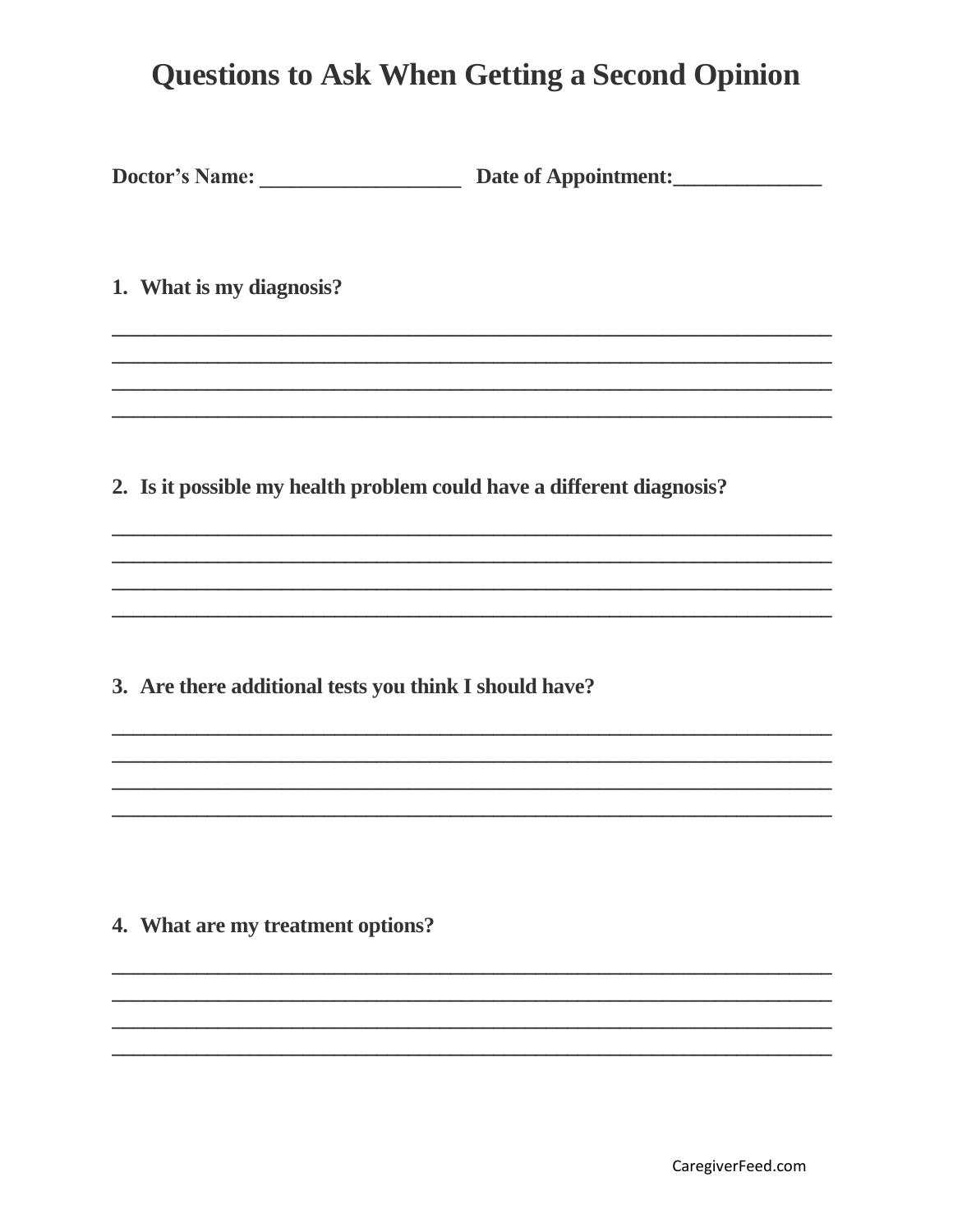# Questions to Ask When Getting a Second Opinion

**Doctor's Name:** ___________________ **Date of Appointment:**______________

1. **What is my diagnosis?**

___________________________________________________________________________
___________________________________________________________________________
___________________________________________________________________________
___________________________________________________________________________

2. **Is it possible my health problem could have a different diagnosis?**

___________________________________________________________________________
___________________________________________________________________________
___________________________________________________________________________
___________________________________________________________________________

3. **Are there additional tests you think I should have?**

___________________________________________________________________________
___________________________________________________________________________
___________________________________________________________________________
___________________________________________________________________________

4. **What are my treatment options?**

___________________________________________________________________________
___________________________________________________________________________
___________________________________________________________________________
___________________________________________________________________________

CaregiverFeed.com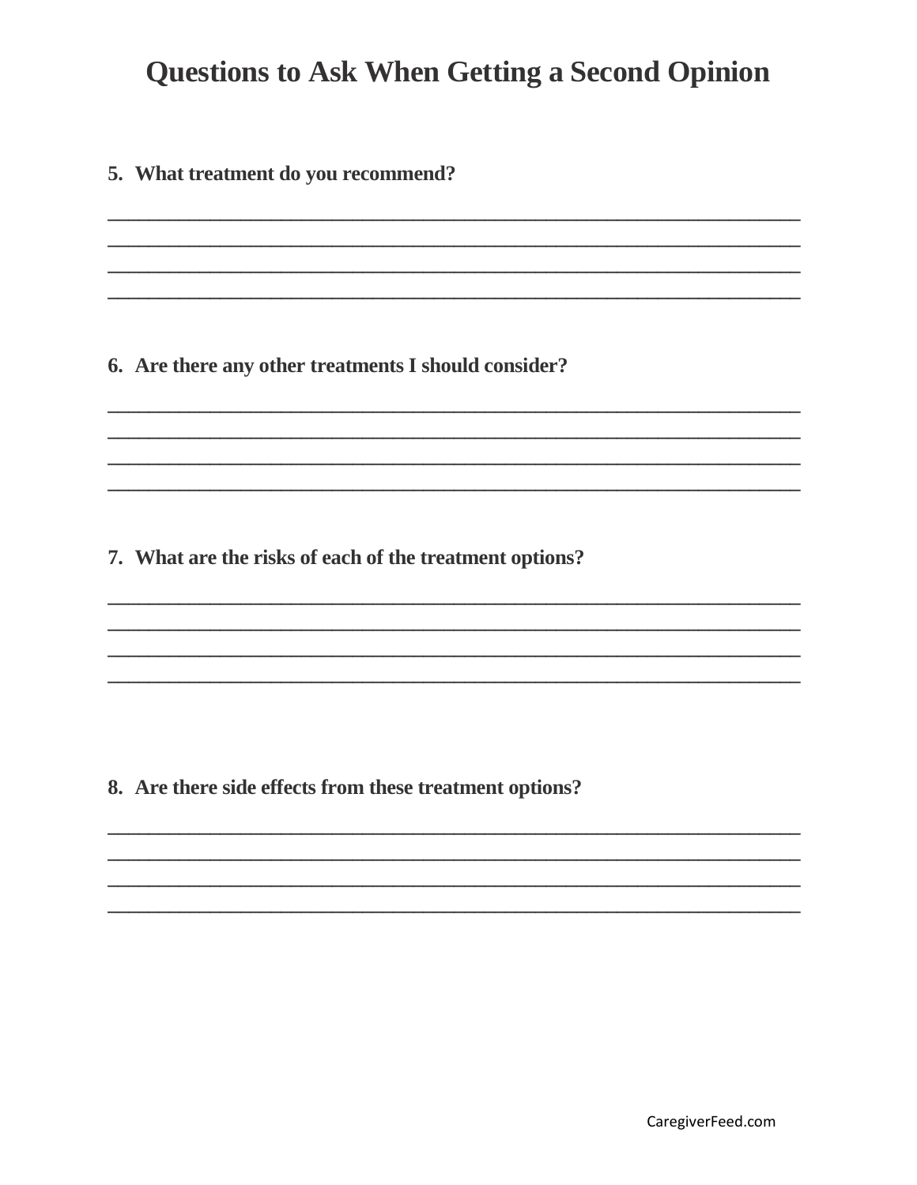# Questions to Ask When Getting a Second Opinion

5. **What treatment do you recommend?**

____________________________________________________________________________
____________________________________________________________________________
____________________________________________________________________________
____________________________________________________________________________

6. **Are there any other treatments I should consider?**

____________________________________________________________________________
____________________________________________________________________________
____________________________________________________________________________
____________________________________________________________________________

7. **What are the risks of each of the treatment options?**

____________________________________________________________________________
____________________________________________________________________________
____________________________________________________________________________
____________________________________________________________________________

8. **Are there side effects from these treatment options?**

____________________________________________________________________________
____________________________________________________________________________
____________________________________________________________________________
____________________________________________________________________________

CaregiverFeed.com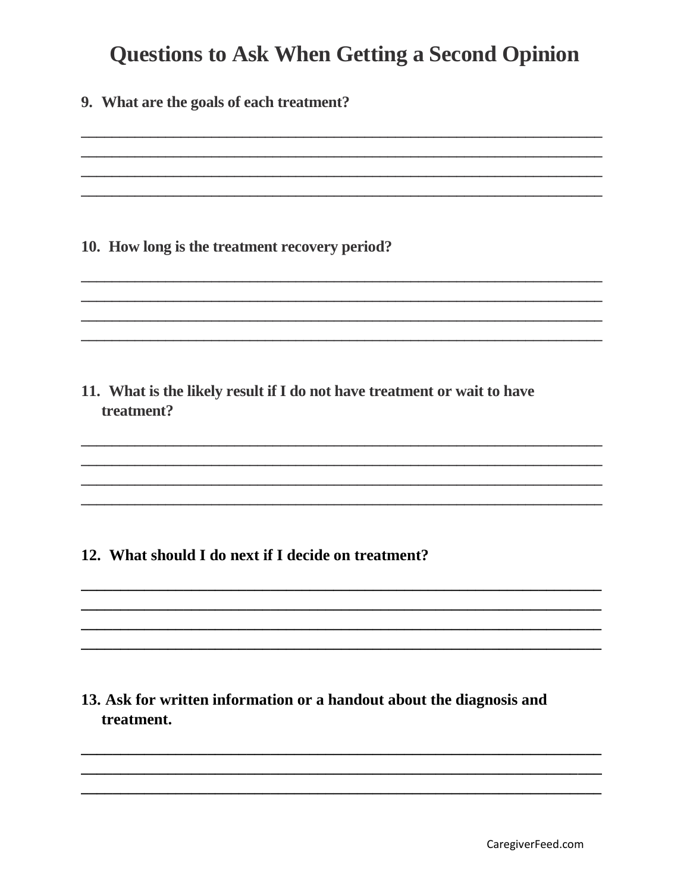# Questions to Ask When Getting a Second Opinion

**9. What are the goals of each treatment?**

________________________________________________________________________
________________________________________________________________________
________________________________________________________________________
________________________________________________________________________

**10. How long is the treatment recovery period?**

________________________________________________________________________
________________________________________________________________________
________________________________________________________________________
________________________________________________________________________

**11. What is the likely result if I do not have treatment or wait to have treatment?**

________________________________________________________________________
________________________________________________________________________
________________________________________________________________________
________________________________________________________________________

**12. What should I do next if I decide on treatment?**

________________________________________________________________________
________________________________________________________________________
________________________________________________________________________
________________________________________________________________________

**13. Ask for written information or a handout about the diagnosis and treatment.**

________________________________________________________________________
________________________________________________________________________
________________________________________________________________________

CaregiverFeed.com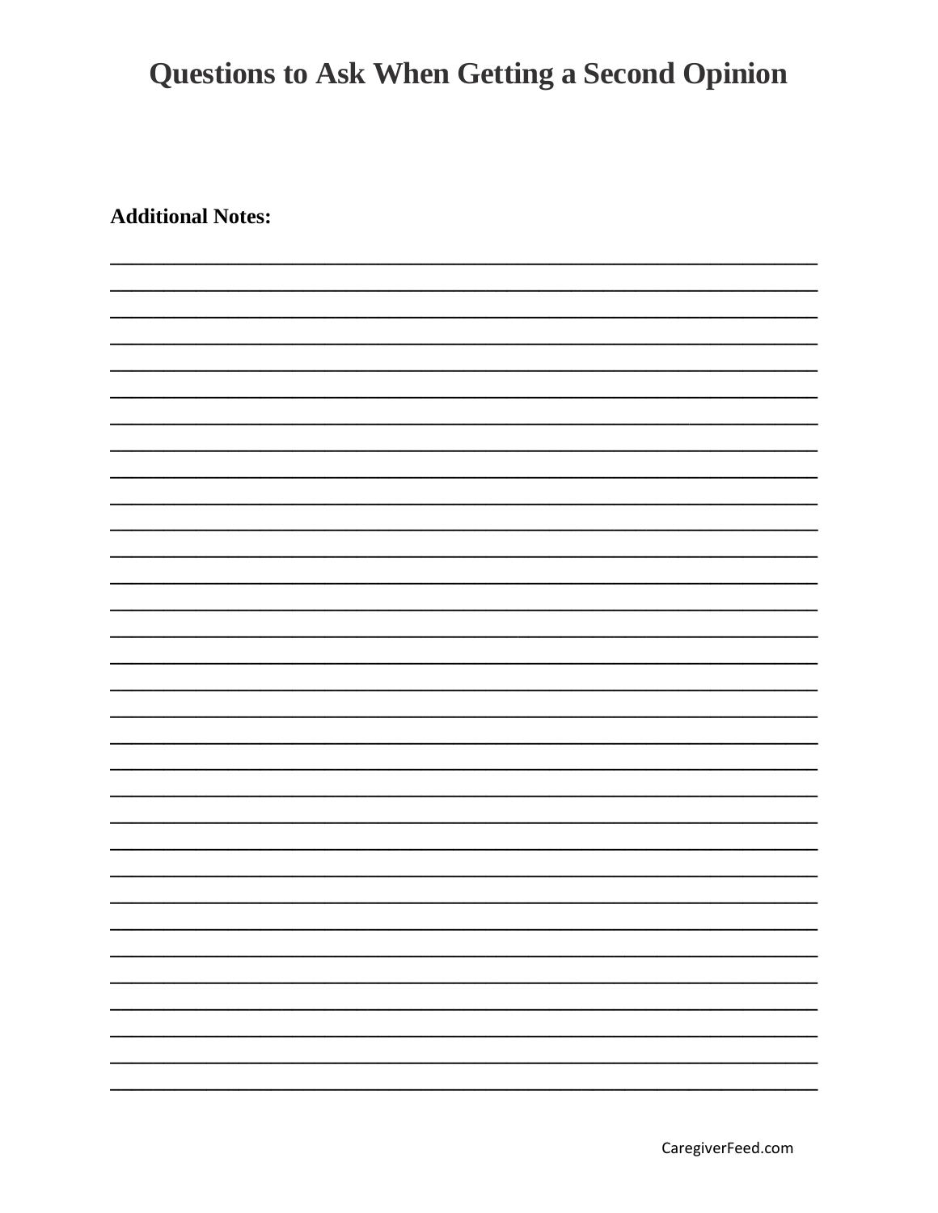# Questions to Ask When Getting a Second Opinion

**Additional Notes:**

______________________________________________________________________________
______________________________________________________________________________
______________________________________________________________________________
______________________________________________________________________________
______________________________________________________________________________
______________________________________________________________________________
______________________________________________________________________________
______________________________________________________________________________
______________________________________________________________________________
______________________________________________________________________________
______________________________________________________________________________
______________________________________________________________________________
______________________________________________________________________________
______________________________________________________________________________
______________________________________________________________________________
______________________________________________________________________________
______________________________________________________________________________
______________________________________________________________________________
______________________________________________________________________________
______________________________________________________________________________
______________________________________________________________________________
______________________________________________________________________________
______________________________________________________________________________
______________________________________________________________________________
______________________________________________________________________________
______________________________________________________________________________
______________________________________________________________________________
______________________________________________________________________________
______________________________________________________________________________
______________________________________________________________________________
______________________________________________________________________________
______________________________________________________________________________

CaregiverFeed.com